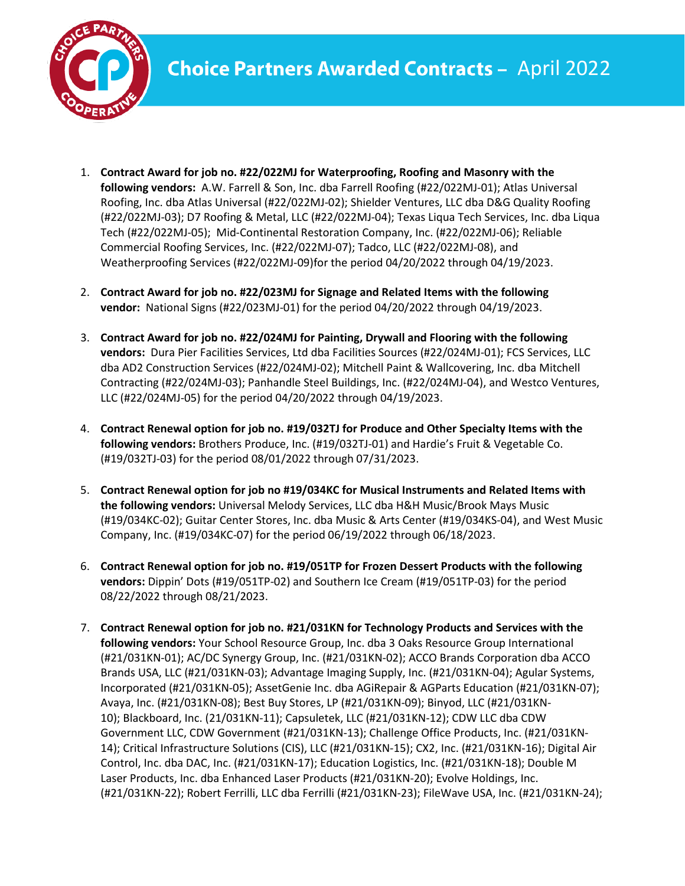# Choice Partners Awarded Contracts – April 2022

1. **Contract Award for job no. #22/022MJ for Waterproofing, Roofing and Masonry with the following vendors:** A.W. Farrell & Son, Inc. dba Farrell Roofing (#22/022MJ-01); Atlas Universal Roofing, Inc. dba Atlas Universal (#22/022MJ-02); Shielder Ventures, LLC dba D&G Quality Roofing (#22/022MJ-03); D7 Roofing & Metal, LLC (#22/022MJ-04); Texas Liqua Tech Services, Inc. dba Liqua Tech (#22/022MJ-05); Mid-Continental Restoration Company, Inc. (#22/022MJ-06); Reliable Commercial Roofing Services, Inc. (#22/022MJ-07); Tadco, LLC (#22/022MJ-08), and Weatherproofing Services (#22/022MJ-09)for the period 04/20/2022 through 04/19/2023.

2. **Contract Award for job no. #22/023MJ for Signage and Related Items with the following vendor:** National Signs (#22/023MJ-01) for the period 04/20/2022 through 04/19/2023.

3. **Contract Award for job no. #22/024MJ for Painting, Drywall and Flooring with the following vendors:** Dura Pier Facilities Services, Ltd dba Facilities Sources (#22/024MJ-01); FCS Services, LLC dba AD2 Construction Services (#22/024MJ-02); Mitchell Paint & Wallcovering, Inc. dba Mitchell Contracting (#22/024MJ-03); Panhandle Steel Buildings, Inc. (#22/024MJ-04), and Westco Ventures, LLC (#22/024MJ-05) for the period 04/20/2022 through 04/19/2023.

4. **Contract Renewal option for job no. #19/032TJ for Produce and Other Specialty Items with the following vendors:** Brothers Produce, Inc. (#19/032TJ-01) and Hardie's Fruit & Vegetable Co. (#19/032TJ-03) for the period 08/01/2022 through 07/31/2023.

5. **Contract Renewal option for job no #19/034KC for Musical Instruments and Related Items with the following vendors:** Universal Melody Services, LLC dba H&H Music/Brook Mays Music (#19/034KC-02); Guitar Center Stores, Inc. dba Music & Arts Center (#19/034KS-04), and West Music Company, Inc. (#19/034KC-07) for the period 06/19/2022 through 06/18/2023.

6. **Contract Renewal option for job no. #19/051TP for Frozen Dessert Products with the following vendors:** Dippin' Dots (#19/051TP-02) and Southern Ice Cream (#19/051TP-03) for the period 08/22/2022 through 08/21/2023.

7. **Contract Renewal option for job no. #21/031KN for Technology Products and Services with the following vendors:** Your School Resource Group, Inc. dba 3 Oaks Resource Group International (#21/031KN-01); AC/DC Synergy Group, Inc. (#21/031KN-02); ACCO Brands Corporation dba ACCO Brands USA, LLC (#21/031KN-03); Advantage Imaging Supply, Inc. (#21/031KN-04); Agular Systems, Incorporated (#21/031KN-05); AssetGenie Inc. dba AGiRepair & AGParts Education (#21/031KN-07); Avaya, Inc. (#21/031KN-08); Best Buy Stores, LP (#21/031KN-09); Binyod, LLC (#21/031KN-10); Blackboard, Inc. (21/031KN-11); Capsuletek, LLC (#21/031KN-12); CDW LLC dba CDW Government LLC, CDW Government (#21/031KN-13); Challenge Office Products, Inc. (#21/031KN-14); Critical Infrastructure Solutions (CIS), LLC (#21/031KN-15); CX2, Inc. (#21/031KN-16); Digital Air Control, Inc. dba DAC, Inc. (#21/031KN-17); Education Logistics, Inc. (#21/031KN-18); Double M Laser Products, Inc. dba Enhanced Laser Products (#21/031KN-20); Evolve Holdings, Inc. (#21/031KN-22); Robert Ferrilli, LLC dba Ferrilli (#21/031KN-23); FileWave USA, Inc. (#21/031KN-24);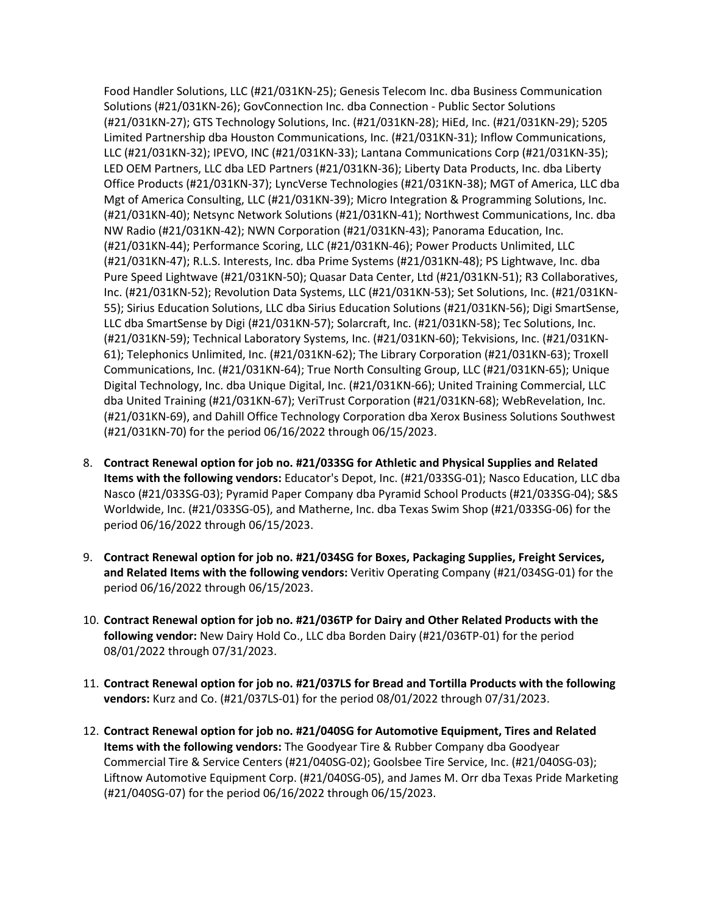Food Handler Solutions, LLC (#21/031KN-25); Genesis Telecom Inc. dba Business Communication Solutions (#21/031KN-26); GovConnection Inc. dba Connection - Public Sector Solutions (#21/031KN-27); GTS Technology Solutions, Inc. (#21/031KN-28); HiEd, Inc. (#21/031KN-29); 5205 Limited Partnership dba Houston Communications, Inc. (#21/031KN-31); Inflow Communications, LLC (#21/031KN-32); IPEVO, INC (#21/031KN-33); Lantana Communications Corp (#21/031KN-35); LED OEM Partners, LLC dba LED Partners (#21/031KN-36); Liberty Data Products, Inc. dba Liberty Office Products (#21/031KN-37); LyncVerse Technologies (#21/031KN-38); MGT of America, LLC dba Mgt of America Consulting, LLC (#21/031KN-39); Micro Integration & Programming Solutions, Inc. (#21/031KN-40); Netsync Network Solutions (#21/031KN-41); Northwest Communications, Inc. dba NW Radio (#21/031KN-42); NWN Corporation (#21/031KN-43); Panorama Education, Inc. (#21/031KN-44); Performance Scoring, LLC (#21/031KN-46); Power Products Unlimited, LLC (#21/031KN-47); R.L.S. Interests, Inc. dba Prime Systems (#21/031KN-48); PS Lightwave, Inc. dba Pure Speed Lightwave (#21/031KN-50); Quasar Data Center, Ltd (#21/031KN-51); R3 Collaboratives, Inc. (#21/031KN-52); Revolution Data Systems, LLC (#21/031KN-53); Set Solutions, Inc. (#21/031KN-55); Sirius Education Solutions, LLC dba Sirius Education Solutions (#21/031KN-56); Digi SmartSense, LLC dba SmartSense by Digi (#21/031KN-57); Solarcraft, Inc. (#21/031KN-58); Tec Solutions, Inc. (#21/031KN-59); Technical Laboratory Systems, Inc. (#21/031KN-60); Tekvisions, Inc. (#21/031KN-61); Telephonics Unlimited, Inc. (#21/031KN-62); The Library Corporation (#21/031KN-63); Troxell Communications, Inc. (#21/031KN-64); True North Consulting Group, LLC (#21/031KN-65); Unique Digital Technology, Inc. dba Unique Digital, Inc. (#21/031KN-66); United Training Commercial, LLC dba United Training (#21/031KN-67); VeriTrust Corporation (#21/031KN-68); WebRevelation, Inc. (#21/031KN-69), and Dahill Office Technology Corporation dba Xerox Business Solutions Southwest (#21/031KN-70) for the period 06/16/2022 through 06/15/2023.

8. **Contract Renewal option for job no. #21/033SG for Athletic and Physical Supplies and Related Items with the following vendors:** Educator's Depot, Inc. (#21/033SG-01); Nasco Education, LLC dba Nasco (#21/033SG-03); Pyramid Paper Company dba Pyramid School Products (#21/033SG-04); S&S Worldwide, Inc. (#21/033SG-05), and Matherne, Inc. dba Texas Swim Shop (#21/033SG-06) for the period 06/16/2022 through 06/15/2023.

9. **Contract Renewal option for job no. #21/034SG for Boxes, Packaging Supplies, Freight Services, and Related Items with the following vendors:** Veritiv Operating Company (#21/034SG-01) for the period 06/16/2022 through 06/15/2023.

10. **Contract Renewal option for job no. #21/036TP for Dairy and Other Related Products with the following vendor:** New Dairy Hold Co., LLC dba Borden Dairy (#21/036TP-01) for the period 08/01/2022 through 07/31/2023.

11. **Contract Renewal option for job no. #21/037LS for Bread and Tortilla Products with the following vendors:** Kurz and Co. (#21/037LS-01) for the period 08/01/2022 through 07/31/2023.

12. **Contract Renewal option for job no. #21/040SG for Automotive Equipment, Tires and Related Items with the following vendors:** The Goodyear Tire & Rubber Company dba Goodyear Commercial Tire & Service Centers (#21/040SG-02); Goolsbee Tire Service, Inc. (#21/040SG-03); Liftnow Automotive Equipment Corp. (#21/040SG-05), and James M. Orr dba Texas Pride Marketing (#21/040SG-07) for the period 06/16/2022 through 06/15/2023.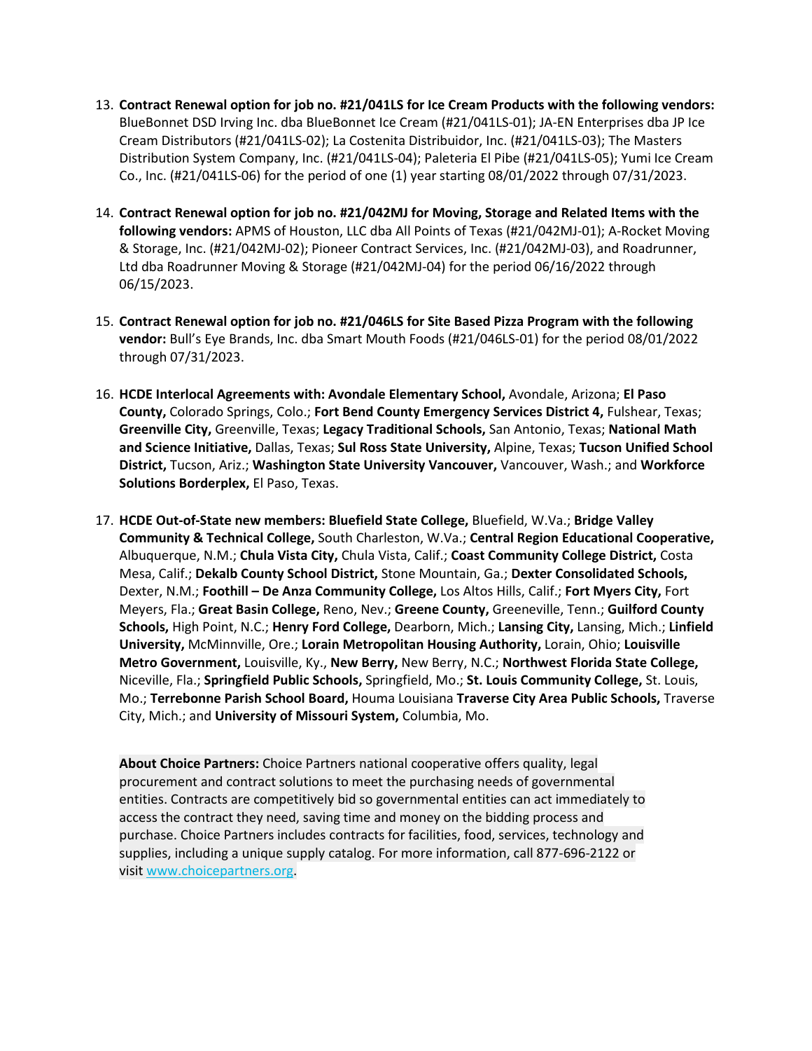13. **Contract Renewal option for job no. #21/041LS for Ice Cream Products with the following vendors:** BlueBonnet DSD Irving Inc. dba BlueBonnet Ice Cream (#21/041LS-01); JA-EN Enterprises dba JP Ice Cream Distributors (#21/041LS-02); La Costenita Distribuidor, Inc. (#21/041LS-03); The Masters Distribution System Company, Inc. (#21/041LS-04); Paleteria El Pibe (#21/041LS-05); Yumi Ice Cream Co., Inc. (#21/041LS-06) for the period of one (1) year starting 08/01/2022 through 07/31/2023.

14. **Contract Renewal option for job no. #21/042MJ for Moving, Storage and Related Items with the following vendors:** APMS of Houston, LLC dba All Points of Texas (#21/042MJ-01); A-Rocket Moving & Storage, Inc. (#21/042MJ-02); Pioneer Contract Services, Inc. (#21/042MJ-03), and Roadrunner, Ltd dba Roadrunner Moving & Storage (#21/042MJ-04) for the period 06/16/2022 through 06/15/2023.

15. **Contract Renewal option for job no. #21/046LS for Site Based Pizza Program with the following vendor:** Bull's Eye Brands, Inc. dba Smart Mouth Foods (#21/046LS-01) for the period 08/01/2022 through 07/31/2023.

16. **HCDE Interlocal Agreements with: Avondale Elementary School,** Avondale, Arizona; **El Paso County,** Colorado Springs, Colo.; **Fort Bend County Emergency Services District 4,** Fulshear, Texas; **Greenville City,** Greenville, Texas; **Legacy Traditional Schools,** San Antonio, Texas; **National Math and Science Initiative,** Dallas, Texas; **Sul Ross State University,** Alpine, Texas; **Tucson Unified School District,** Tucson, Ariz.; **Washington State University Vancouver,** Vancouver, Wash.; and **Workforce Solutions Borderplex,** El Paso, Texas.

17. **HCDE Out-of-State new members: Bluefield State College,** Bluefield, W.Va.; **Bridge Valley Community & Technical College,** South Charleston, W.Va.; **Central Region Educational Cooperative,** Albuquerque, N.M.; **Chula Vista City,** Chula Vista, Calif.; **Coast Community College District,** Costa Mesa, Calif.; **Dekalb County School District,** Stone Mountain, Ga.; **Dexter Consolidated Schools,** Dexter, N.M.; **Foothill – De Anza Community College,** Los Altos Hills, Calif.; **Fort Myers City,** Fort Meyers, Fla.; **Great Basin College,** Reno, Nev.; **Greene County,** Greeneville, Tenn.; **Guilford County Schools,** High Point, N.C.; **Henry Ford College,** Dearborn, Mich.; **Lansing City,** Lansing, Mich.; **Linfield University,** McMinnville, Ore.; **Lorain Metropolitan Housing Authority,** Lorain, Ohio; **Louisville Metro Government,** Louisville, Ky., **New Berry,** New Berry, N.C.; **Northwest Florida State College,** Niceville, Fla.; **Springfield Public Schools,** Springfield, Mo.; **St. Louis Community College,** St. Louis, Mo.; **Terrebonne Parish School Board,** Houma Louisiana **Traverse City Area Public Schools,** Traverse City, Mich.; and **University of Missouri System,** Columbia, Mo.

**About Choice Partners:** Choice Partners national cooperative offers quality, legal procurement and contract solutions to meet the purchasing needs of governmental entities. Contracts are competitively bid so governmental entities can act immediately to access the contract they need, saving time and money on the bidding process and purchase. Choice Partners includes contracts for facilities, food, services, technology and supplies, including a unique supply catalog. For more information, call 877-696-2122 or visit www.choicepartners.org.